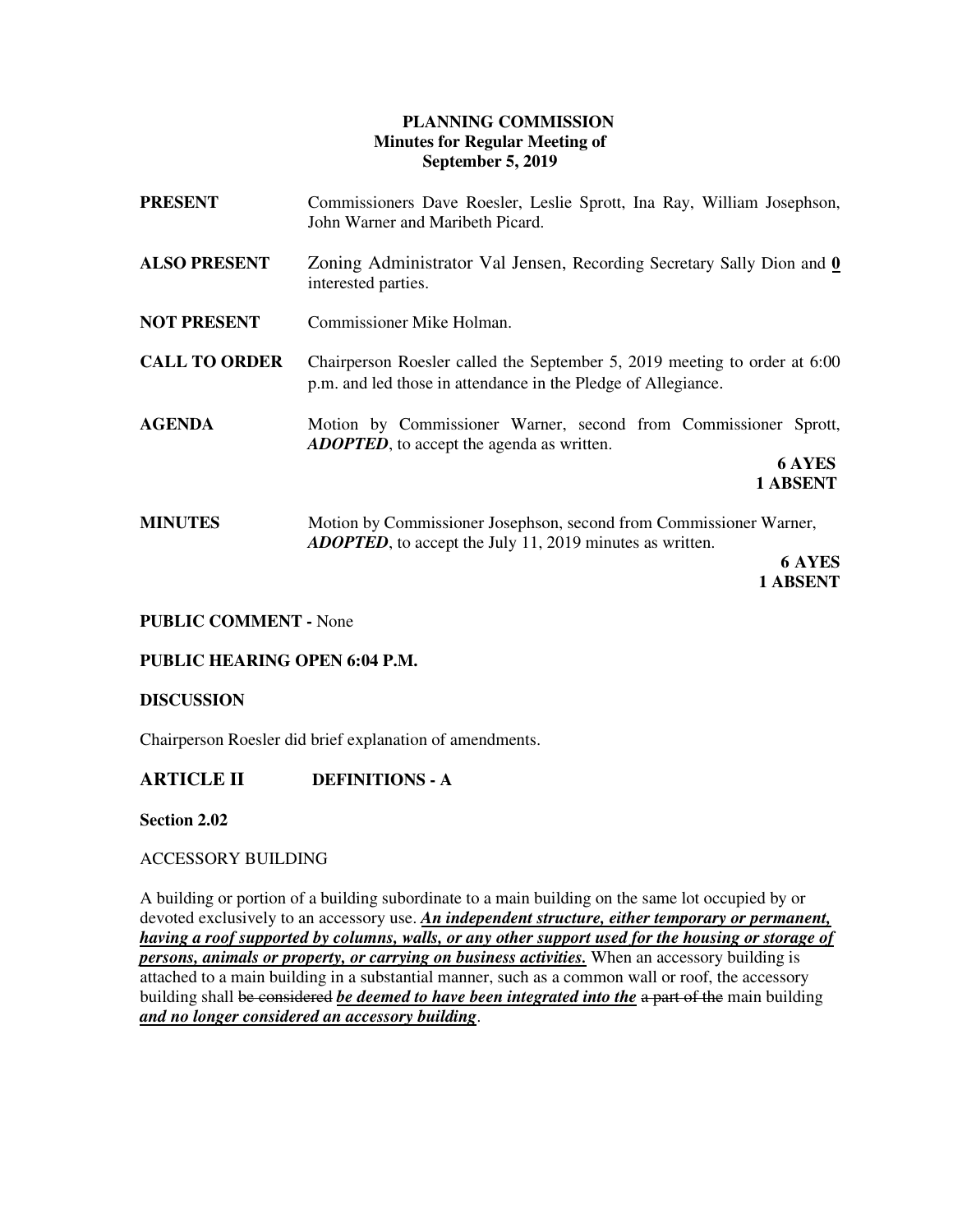# PLANNING COMMISSION
## Minutes for Regular Meeting of
## September 5, 2019

**PRESENT** Commissioners Dave Roesler, Leslie Sprott, Ina Ray, William Josephson, John Warner and Maribeth Picard.

**ALSO PRESENT** Zoning Administrator Val Jensen, Recording Secretary Sally Dion and **0** interested parties.

**NOT PRESENT** Commissioner Mike Holman.

**CALL TO ORDER** Chairperson Roesler called the September 5, 2019 meeting to order at 6:00 p.m. and led those in attendance in the Pledge of Allegiance.

**AGENDA** Motion by Commissioner Warner, second from Commissioner Sprott, ***ADOPTED***, to accept the agenda as written.

**6 AYES**
**1 ABSENT**

**MINUTES** Motion by Commissioner Josephson, second from Commissioner Warner, ***ADOPTED***, to accept the July 11, 2019 minutes as written.

**6 AYES**
**1 ABSENT**

**PUBLIC COMMENT -** None

**PUBLIC HEARING OPEN 6:04 P.M.**

**DISCUSSION**

Chairperson Roesler did brief explanation of amendments.

## ARTICLE II DEFINITIONS - A

**Section 2.02**

ACCESSORY BUILDING

A building or portion of a building subordinate to a main building on the same lot occupied by or devoted exclusively to an accessory use. ***An independent structure, either temporary or permanent, having a roof supported by columns, walls, or any other support used for the housing or storage of persons, animals or property, or carrying on business activities.*** When an accessory building is attached to a main building in a substantial manner, such as a common wall or roof, the accessory building shall ~~be considered~~ ***be deemed to have been integrated into the*** ~~a part of the~~ main building ***and no longer considered an accessory building***.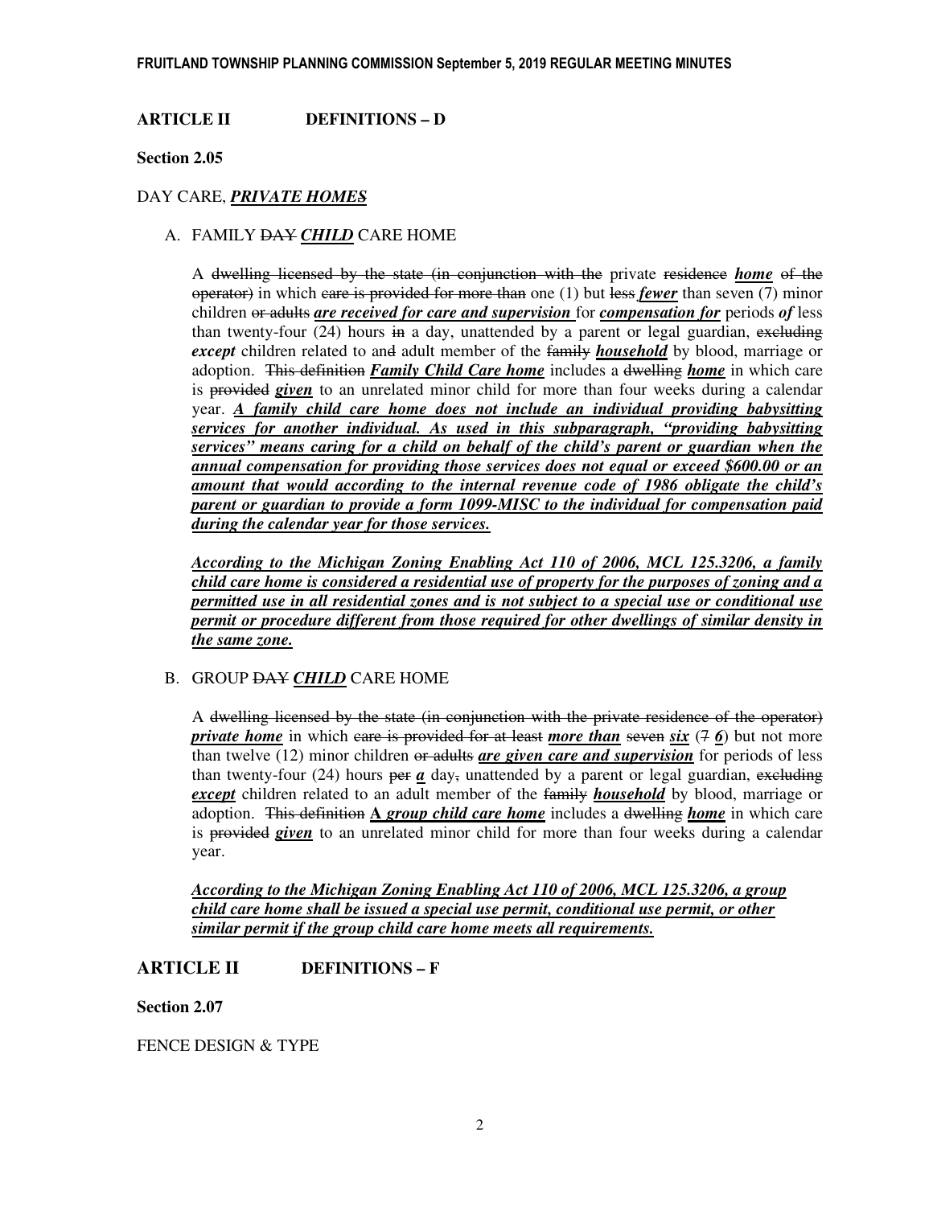## ARTICLE II DEFINITIONS – D

**Section 2.05**

DAY CARE, ***PRIVATE HOME~~S~~***

A. FAMILY ~~DAY~~ ***CHILD*** CARE HOME

A ~~dwelling licensed by the state (in conjunction with the~~ private ~~residence~~ ***home*** ~~of the operator)~~ in which ~~care is provided for more than~~ one (1) but ~~less~~ ***fewer*** than seven (7) minor children ~~or adults~~ ***are received for care and supervision*** for ***compensation for*** periods ***of*** less than twenty-four (24) hours ~~in~~ a day, unattended by a parent or legal guardian, ~~excluding~~ ***except*** children related to an~~d~~ adult member of the ~~family~~ ***household*** by blood, marriage or adoption. ~~This definition~~ ***Family Child Care home*** includes a ~~dwelling~~ ***home*** in which care is ~~provided~~ ***given*** to an unrelated minor child for more than four weeks during a calendar year. ***A family child care home does not include an individual providing babysitting services for another individual. As used in this subparagraph, "providing babysitting services" means caring for a child on behalf of the child's parent or guardian when the annual compensation for providing those services does not equal or exceed $600.00 or an amount that would according to the internal revenue code of 1986 obligate the child's parent or guardian to provide a form 1099-MISC to the individual for compensation paid during the calendar year for those services.***

***According to the Michigan Zoning Enabling Act 110 of 2006, MCL 125.3206, a family child care home is considered a residential use of property for the purposes of zoning and a permitted use in all residential zones and is not subject to a special use or conditional use permit or procedure different from those required for other dwellings of similar density in the same zone.***

B. GROUP ~~DAY~~ ***CHILD*** CARE HOME

A ~~dwelling licensed by the state (in conjunction with the private residence of the operator)~~ ***private home*** in which ~~care is provided for at least~~ ***more than*** ~~seven~~ ***six*** (~~7~~ ***6***) but not more than twelve (12) minor children ~~or adults~~ ***are given care and supervision*** for periods of less than twenty-four (24) hours ~~per~~ ***a*** day~~,~~ unattended by a parent or legal guardian, ~~excluding~~ ***except*** children related to an adult member of the ~~family~~ ***household*** by blood, marriage or adoption. ~~This definition~~ **A** ***group child care home*** includes a ~~dwelling~~ ***home*** in which care is ~~provided~~ ***given*** to an unrelated minor child for more than four weeks during a calendar year.

***According to the Michigan Zoning Enabling Act 110 of 2006, MCL 125.3206, a group child care home shall be issued a special use permit, conditional use permit, or other similar permit if the group child care home meets all requirements.***

## ARTICLE II DEFINITIONS – F

**Section 2.07**

FENCE DESIGN & TYPE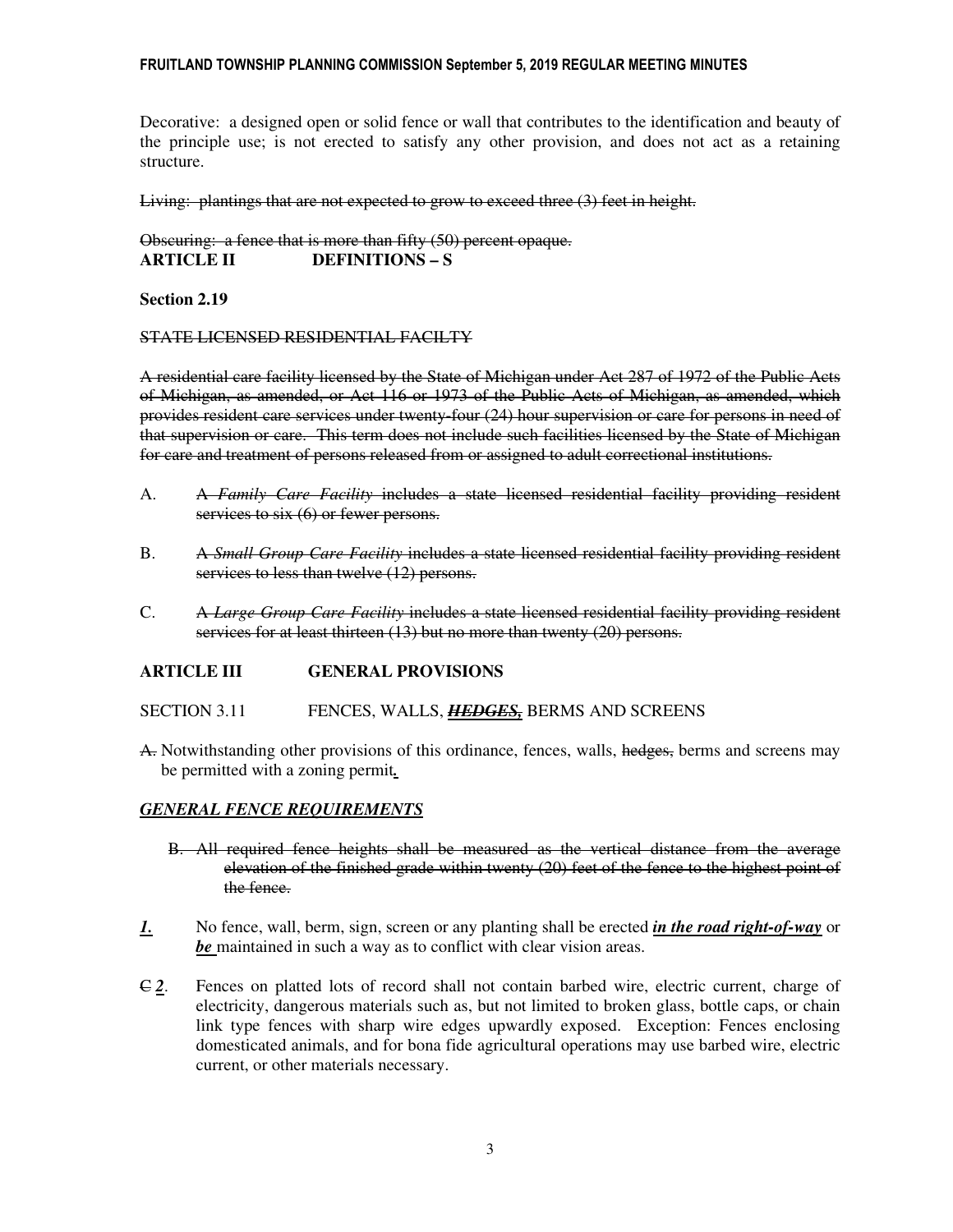Decorative: a designed open or solid fence or wall that contributes to the identification and beauty of the principle use; is not erected to satisfy any other provision, and does not act as a retaining structure.

~~Living: plantings that are not expected to grow to exceed three (3) feet in height.~~

~~Obscuring: a fence that is more than fifty (50) percent opaque.~~

**ARTICLE II DEFINITIONS – S**

**Section 2.19**

~~STATE LICENSED RESIDENTIAL FACILTY~~

~~A residential care facility licensed by the State of Michigan under Act 287 of 1972 of the Public Acts of Michigan, as amended, or Act 116 or 1973 of the Public Acts of Michigan, as amended, which provides resident care services under twenty-four (24) hour supervision or care for persons in need of that supervision or care. This term does not include such facilities licensed by the State of Michigan for care and treatment of persons released from or assigned to adult correctional institutions.~~

A. ~~A *Family Care Facility* includes a state licensed residential facility providing resident services to six (6) or fewer persons.~~

B. ~~A *Small Group Care Facility* includes a state licensed residential facility providing resident services to less than twelve (12) persons.~~

C. ~~A *Large Group Care Facility* includes a state licensed residential facility providing resident services for at least thirteen (13) but no more than twenty (20) persons.~~

**ARTICLE III GENERAL PROVISIONS**

SECTION 3.11 FENCES, WALLS, ***~~HEDGES,~~*** BERMS AND SCREENS

~~A.~~ Notwithstanding other provisions of this ordinance, fences, walls, ~~hedges,~~ berms and screens may be permitted with a zoning permit***.***

***GENERAL FENCE REQUIREMENTS***

~~B. All required fence heights shall be measured as the vertical distance from the average elevation of the finished grade within twenty (20) feet of the fence to the highest point of the fence.~~

***1.*** No fence, wall, berm, sign, screen or any planting shall be erected ***in the road right-of-way*** or ***be*** maintained in such a way as to conflict with clear vision areas.

~~C~~ ***2***. Fences on platted lots of record shall not contain barbed wire, electric current, charge of electricity, dangerous materials such as, but not limited to broken glass, bottle caps, or chain link type fences with sharp wire edges upwardly exposed. Exception: Fences enclosing domesticated animals, and for bona fide agricultural operations may use barbed wire, electric current, or other materials necessary.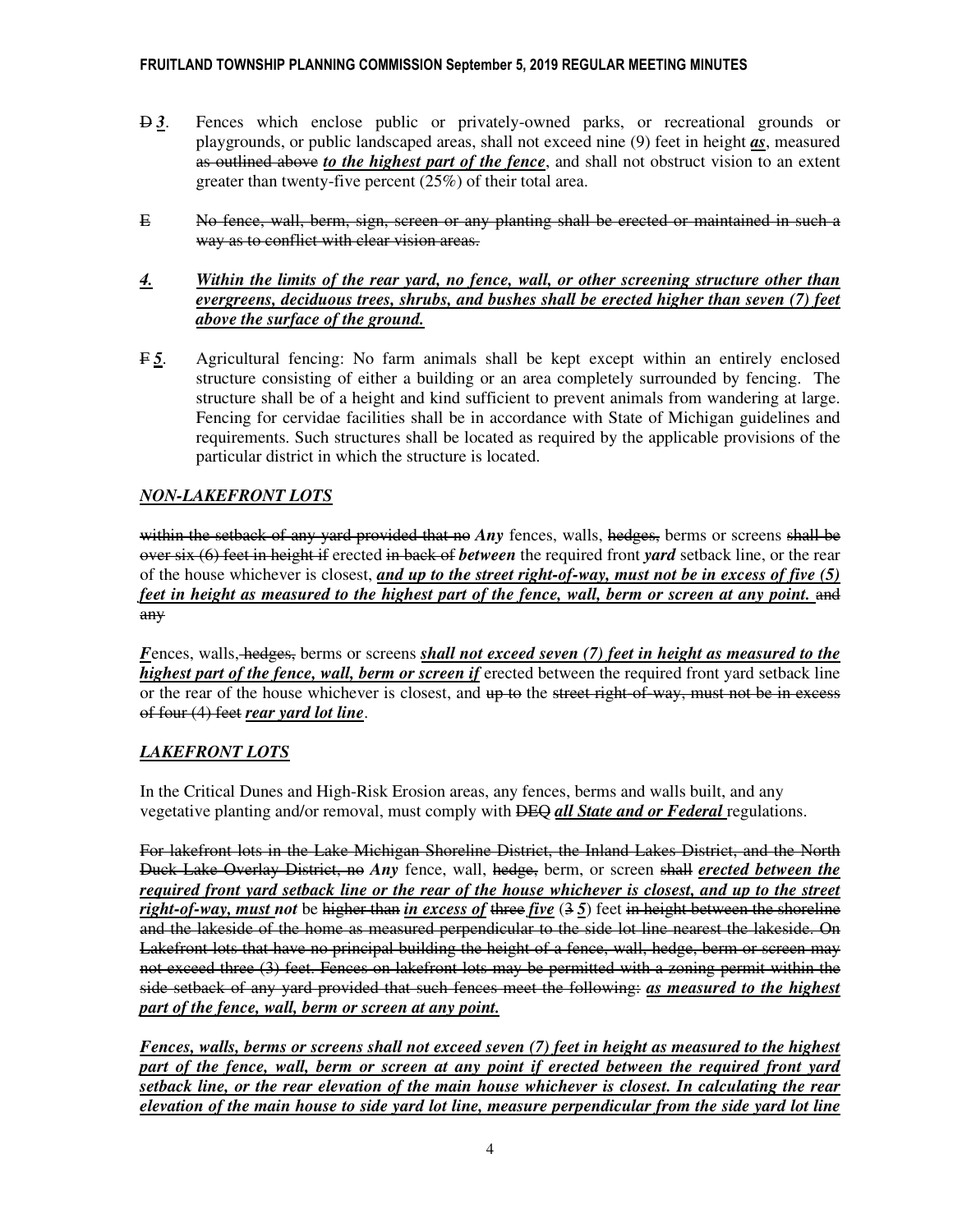~~D~~ ***3***. Fences which enclose public or privately-owned parks, or recreational grounds or playgrounds, or public landscaped areas, shall not exceed nine (9) feet in height ***as***, measured ~~as outlined above~~ ***to the highest part of the fence***, and shall not obstruct vision to an extent greater than twenty-five percent (25%) of their total area.

~~E No fence, wall, berm, sign, screen or any planting shall be erected or maintained in such a way as to conflict with clear vision areas.~~

***4. Within the limits of the rear yard, no fence, wall, or other screening structure other than evergreens, deciduous trees, shrubs, and bushes shall be erected higher than seven (7) feet above the surface of the ground.***

~~F~~ ***5***. Agricultural fencing: No farm animals shall be kept except within an entirely enclosed structure consisting of either a building or an area completely surrounded by fencing. The structure shall be of a height and kind sufficient to prevent animals from wandering at large. Fencing for cervidae facilities shall be in accordance with State of Michigan guidelines and requirements. Such structures shall be located as required by the applicable provisions of the particular district in which the structure is located.

***NON-LAKEFRONT LOTS***

~~within the setback of any yard provided that no~~ ***Any*** fences, walls, ~~hedges,~~ berms or screens ~~shall be over six (6) feet in height if~~ erected ~~in back of~~ ***between*** the required front ***yard*** setback line, or the rear of the house whichever is closest, ***and up to the street right-of-way, must not be in excess of five (5) feet in height as measured to the highest part of the fence, wall, berm or screen at any point.*** ~~and any~~

***F***ences, walls, ~~hedges,~~ berms or screens ***shall not exceed seven (7) feet in height as measured to the highest part of the fence, wall, berm or screen if*** erected between the required front yard setback line or the rear of the house whichever is closest, and ~~up to~~ the ~~street right-of-way, must not be in excess of four (4) feet~~ ***rear yard lot line***.

***LAKEFRONT LOTS***

In the Critical Dunes and High-Risk Erosion areas, any fences, berms and walls built, and any vegetative planting and/or removal, must comply with ~~DEQ~~ ***all State and or Federal*** regulations.

~~For lakefront lots in the Lake Michigan Shoreline District, the Inland Lakes District, and the North Duck Lake Overlay District, no~~ ***Any*** fence, wall, ~~hedge,~~ berm, or screen ~~shall~~ ***erected between the required front yard setback line or the rear of the house whichever is closest, and up to the street right-of-way, must not*** be ~~higher than~~ ***in excess of*** ~~three~~ ***five*** (~~3~~ ***5***) feet ~~in height between the shoreline and the lakeside of the home as measured perpendicular to the side lot line nearest the lakeside. On Lakefront lots that have no principal building the height of a fence, wall, hedge, berm or screen may not exceed three (3) feet. Fences on lakefront lots may be permitted with a zoning permit within the side setback of any yard provided that such fences meet the following:~~ ***as measured to the highest part of the fence, wall, berm or screen at any point.***

***Fences, walls, berms or screens shall not exceed seven (7) feet in height as measured to the highest part of the fence, wall, berm or screen at any point if erected between the required front yard setback line, or the rear elevation of the main house whichever is closest. In calculating the rear elevation of the main house to side yard lot line, measure perpendicular from the side yard lot line***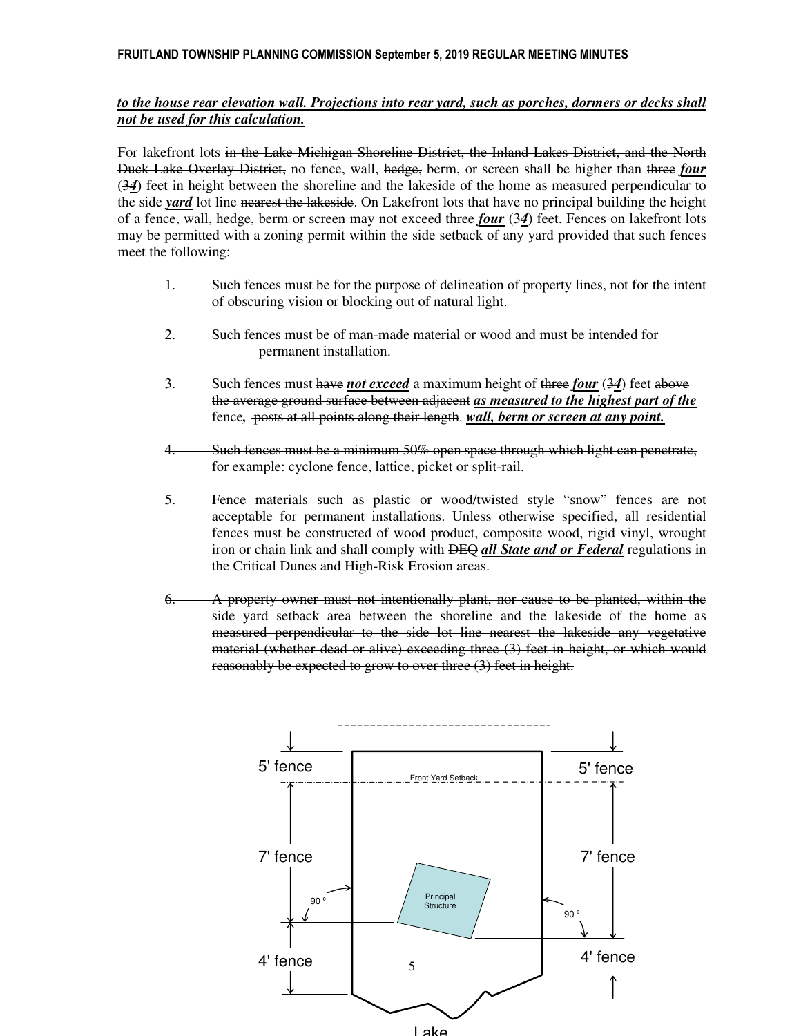***to the house rear elevation wall. Projections into rear yard, such as porches, dormers or decks shall not be used for this calculation.***

For lakefront lots ~~in the Lake Michigan Shoreline District, the Inland Lakes District, and the North Duck Lake Overlay District,~~ no fence, wall, ~~hedge,~~ berm, or screen shall be higher than ~~three~~ ***four*** (~~3~~***4***) feet in height between the shoreline and the lakeside of the home as measured perpendicular to the side ***yard*** lot line ~~nearest the lakeside~~. On Lakefront lots that have no principal building the height of a fence, wall, ~~hedge,~~ berm or screen may not exceed ~~three~~ ***four*** (~~3~~***4***) feet. Fences on lakefront lots may be permitted with a zoning permit within the side setback of any yard provided that such fences meet the following:

1. Such fences must be for the purpose of delineation of property lines, not for the intent of obscuring vision or blocking out of natural light.

2. Such fences must be of man-made material or wood and must be intended for permanent installation.

3. Such fences must ~~have~~ ***not exceed*** a maximum height of ~~three~~ ***four*** (~~3~~***4***) feet ~~above the average ground surface between adjacent~~ ***as measured to the highest part of the*** fence***,*** ~~posts at all points along their length~~. ***wall, berm or screen at any point.***

4. ~~Such fences must be a minimum 50% open space through which light can penetrate, for example: cyclone fence, lattice, picket or split-rail.~~

5. Fence materials such as plastic or wood/twisted style "snow" fences are not acceptable for permanent installations. Unless otherwise specified, all residential fences must be constructed of wood product, composite wood, rigid vinyl, wrought iron or chain link and shall comply with ~~DEQ~~ ***all State and or Federal*** regulations in the Critical Dunes and High-Risk Erosion areas.

6. ~~A property owner must not intentionally plant, nor cause to be planted, within the side yard setback area between the shoreline and the lakeside of the home as measured perpendicular to the side lot line nearest the lakeside any vegetative material (whether dead or alive) exceeding three (3) feet in height, or which would reasonably be expected to grow to over three (3) feet in height.~~

5' fence | Front Yard Setback | 5' fence

7' fence | 90º | Principal Structure | 90º | 7' fence

4' fence | 4' fence

Lake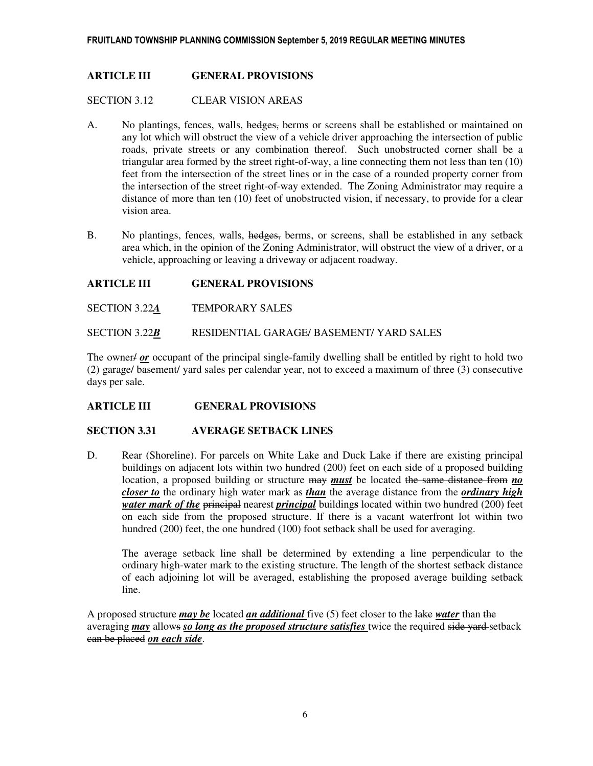**ARTICLE III GENERAL PROVISIONS**

SECTION 3.12 CLEAR VISION AREAS

A. No plantings, fences, walls, ~~hedges,~~ berms or screens shall be established or maintained on any lot which will obstruct the view of a vehicle driver approaching the intersection of public roads, private streets or any combination thereof. Such unobstructed corner shall be a triangular area formed by the street right-of-way, a line connecting them not less than ten (10) feet from the intersection of the street lines or in the case of a rounded property corner from the intersection of the street right-of-way extended. The Zoning Administrator may require a distance of more than ten (10) feet of unobstructed vision, if necessary, to provide for a clear vision area.

B. No plantings, fences, walls, ~~hedges,~~ berms, or screens, shall be established in any setback area which, in the opinion of the Zoning Administrator, will obstruct the view of a driver, or a vehicle, approaching or leaving a driveway or adjacent roadway.

**ARTICLE III GENERAL PROVISIONS**

SECTION 3.22***A*** TEMPORARY SALES

SECTION 3.22***B*** RESIDENTIAL GARAGE/ BASEMENT/ YARD SALES

The owner~~/~~ ***or*** occupant of the principal single-family dwelling shall be entitled by right to hold two (2) garage/ basement/ yard sales per calendar year, not to exceed a maximum of three (3) consecutive days per sale.

**ARTICLE III GENERAL PROVISIONS**

**SECTION 3.31 AVERAGE SETBACK LINES**

D. Rear (Shoreline). For parcels on White Lake and Duck Lake if there are existing principal buildings on adjacent lots within two hundred (200) feet on each side of a proposed building location, a proposed building or structure ~~may~~ ***must*** be located ~~the same distance from~~ ***no closer to*** the ordinary high water mark ~~as~~ ***than*** the average distance from the ***ordinary high water mark of the*** ~~principal~~ nearest ***principal*** building**s** located within two hundred (200) feet on each side from the proposed structure. If there is a vacant waterfront lot within two hundred (200) feet, the one hundred (100) foot setback shall be used for averaging.

The average setback line shall be determined by extending a line perpendicular to the ordinary high-water mark to the existing structure. The length of the shortest setback distance of each adjoining lot will be averaged, establishing the proposed average building setback line.

A proposed structure ***may be*** located ***an additional*** five (5) feet closer to the ~~lake~~ ***water*** than ~~the~~ averaging ***may*** allows ***so long as the proposed structure satisfies*** twice the required ~~side yard~~ setback ~~can be placed~~ ***on each side***.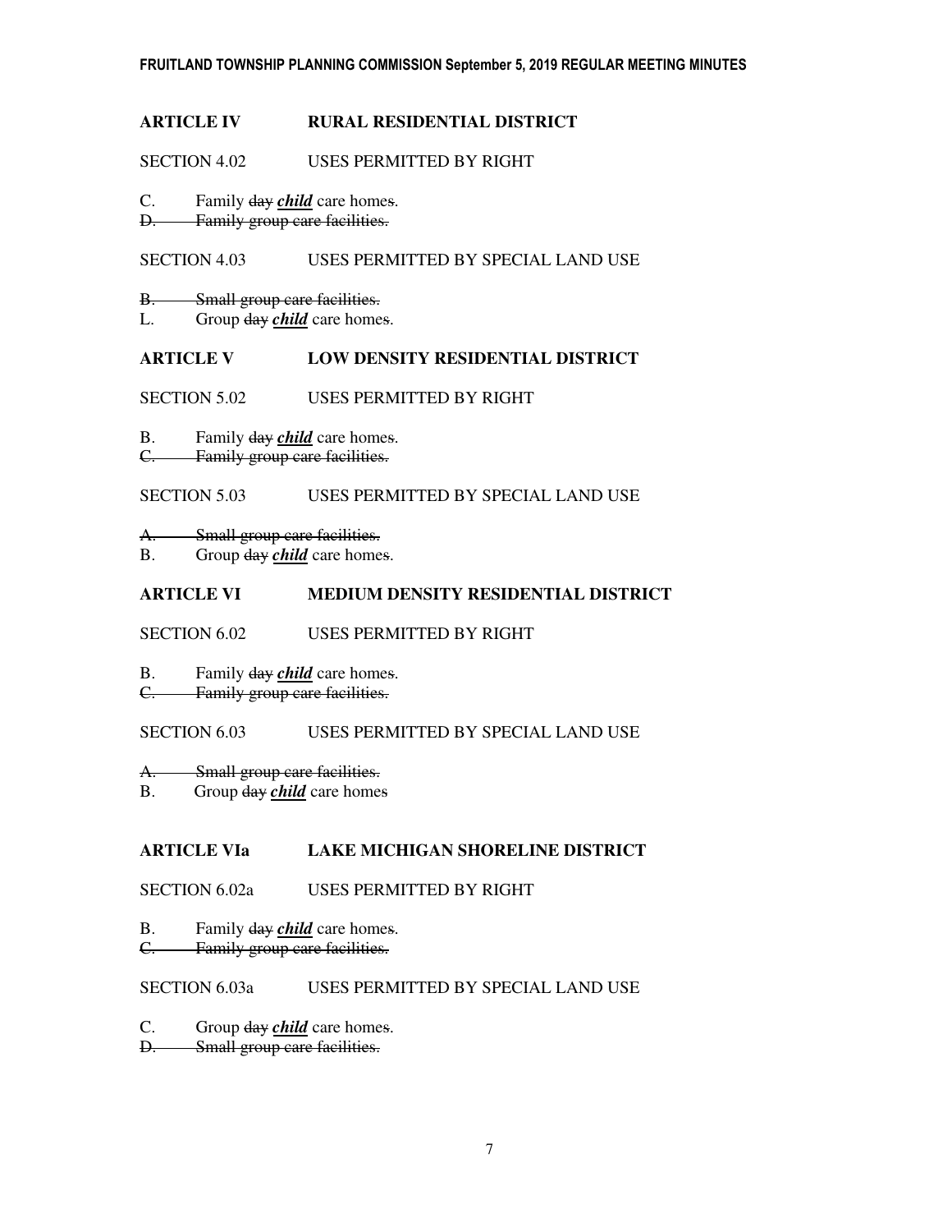**ARTICLE IV RURAL RESIDENTIAL DISTRICT**

SECTION 4.02 USES PERMITTED BY RIGHT

C. Family ~~day~~ ***child*** care home~~s~~.
~~D. Family group care facilities.~~

SECTION 4.03 USES PERMITTED BY SPECIAL LAND USE

~~B. Small group care facilities.~~
L. Group ~~day~~ ***child*** care home~~s~~.

**ARTICLE V LOW DENSITY RESIDENTIAL DISTRICT**

SECTION 5.02 USES PERMITTED BY RIGHT

B. Family ~~day~~ ***child*** care home~~s~~.
~~C. Family group care facilities.~~

SECTION 5.03 USES PERMITTED BY SPECIAL LAND USE

~~A. Small group care facilities.~~
B. Group ~~day~~ ***child*** care home~~s~~.

**ARTICLE VI MEDIUM DENSITY RESIDENTIAL DISTRICT**

SECTION 6.02 USES PERMITTED BY RIGHT

B. Family ~~day~~ ***child*** care home~~s~~.
~~C. Family group care facilities.~~

SECTION 6.03 USES PERMITTED BY SPECIAL LAND USE

~~A. Small group care facilities.~~
B. Group ~~day~~ ***child*** care homes

**ARTICLE VIa LAKE MICHIGAN SHORELINE DISTRICT**

SECTION 6.02a USES PERMITTED BY RIGHT

B. Family ~~day~~ ***child*** care home~~s~~.
~~C. Family group care facilities.~~

SECTION 6.03a USES PERMITTED BY SPECIAL LAND USE

C. Group ~~day~~ ***child*** care home~~s~~.
~~D. Small group care facilities.~~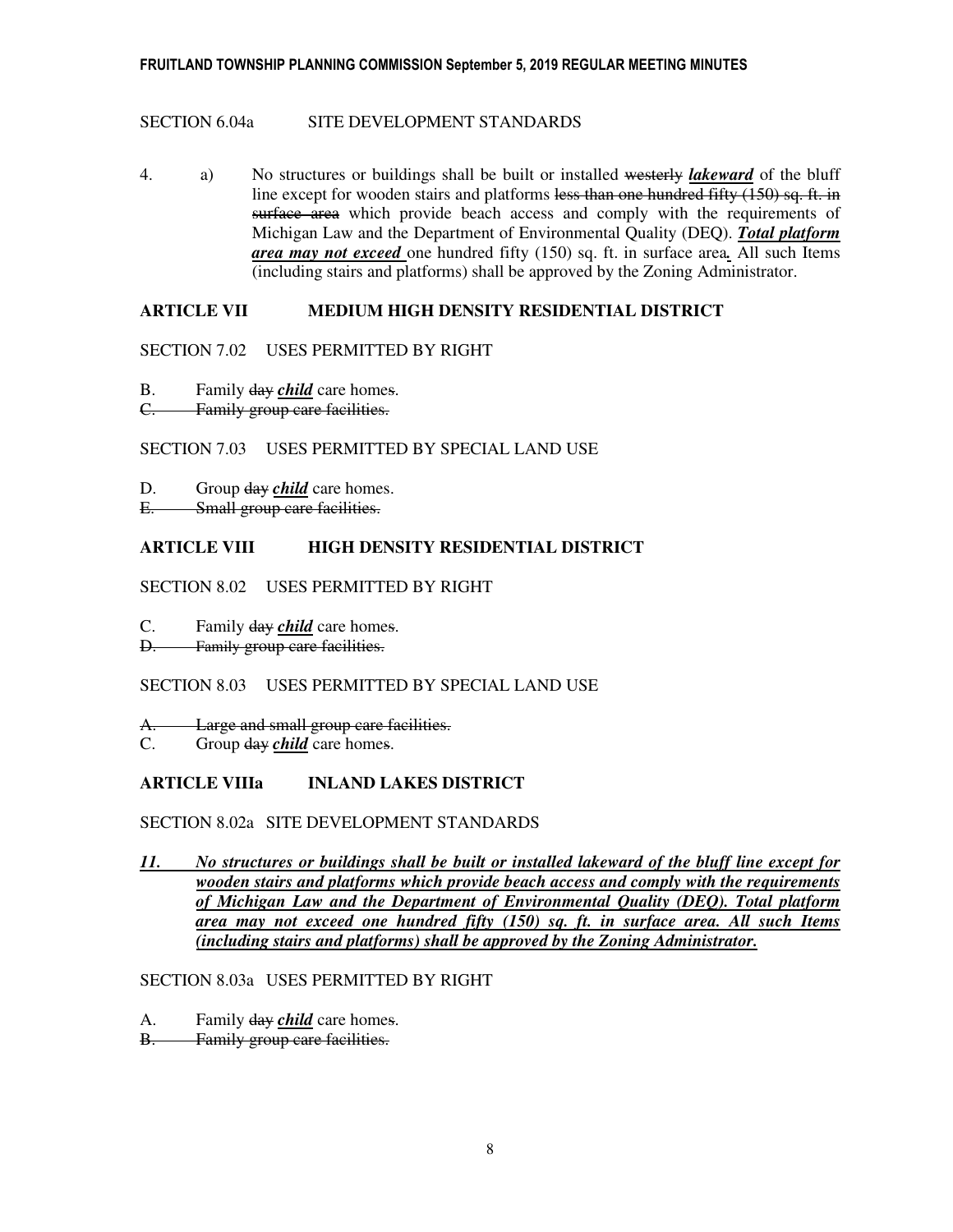SECTION 6.04a SITE DEVELOPMENT STANDARDS

4. a) No structures or buildings shall be built or installed ~~westerly~~ ***lakeward*** of the bluff line except for wooden stairs and platforms ~~less than one hundred fifty (150) sq. ft. in surface area~~ which provide beach access and comply with the requirements of Michigan Law and the Department of Environmental Quality (DEQ). ***Total platform area may not exceed*** one hundred fifty (150) sq. ft. in surface area***.*** All such Items (including stairs and platforms) shall be approved by the Zoning Administrator.

## ARTICLE VII MEDIUM HIGH DENSITY RESIDENTIAL DISTRICT

SECTION 7.02 USES PERMITTED BY RIGHT

B. Family ~~day~~ ***child*** care homes~~s~~.
~~C. Family group care facilities.~~

SECTION 7.03 USES PERMITTED BY SPECIAL LAND USE

D. Group ~~day~~ ***child*** care homes.
~~E. Small group care facilities.~~

## ARTICLE VIII HIGH DENSITY RESIDENTIAL DISTRICT

SECTION 8.02 USES PERMITTED BY RIGHT

C. Family ~~day~~ ***child*** care homes~~s~~.
~~D. Family group care facilities.~~

SECTION 8.03 USES PERMITTED BY SPECIAL LAND USE

~~A. Large and small group care facilities.~~
C. Group ~~day~~ ***child*** care homes~~s~~.

## ARTICLE VIIIa INLAND LAKES DISTRICT

SECTION 8.02a SITE DEVELOPMENT STANDARDS

***11. No structures or buildings shall be built or installed lakeward of the bluff line except for wooden stairs and platforms which provide beach access and comply with the requirements of Michigan Law and the Department of Environmental Quality (DEQ). Total platform area may not exceed one hundred fifty (150) sq. ft. in surface area. All such Items (including stairs and platforms) shall be approved by the Zoning Administrator.***

SECTION 8.03a USES PERMITTED BY RIGHT

A. Family ~~day~~ ***child*** care homes~~s~~.
~~B. Family group care facilities.~~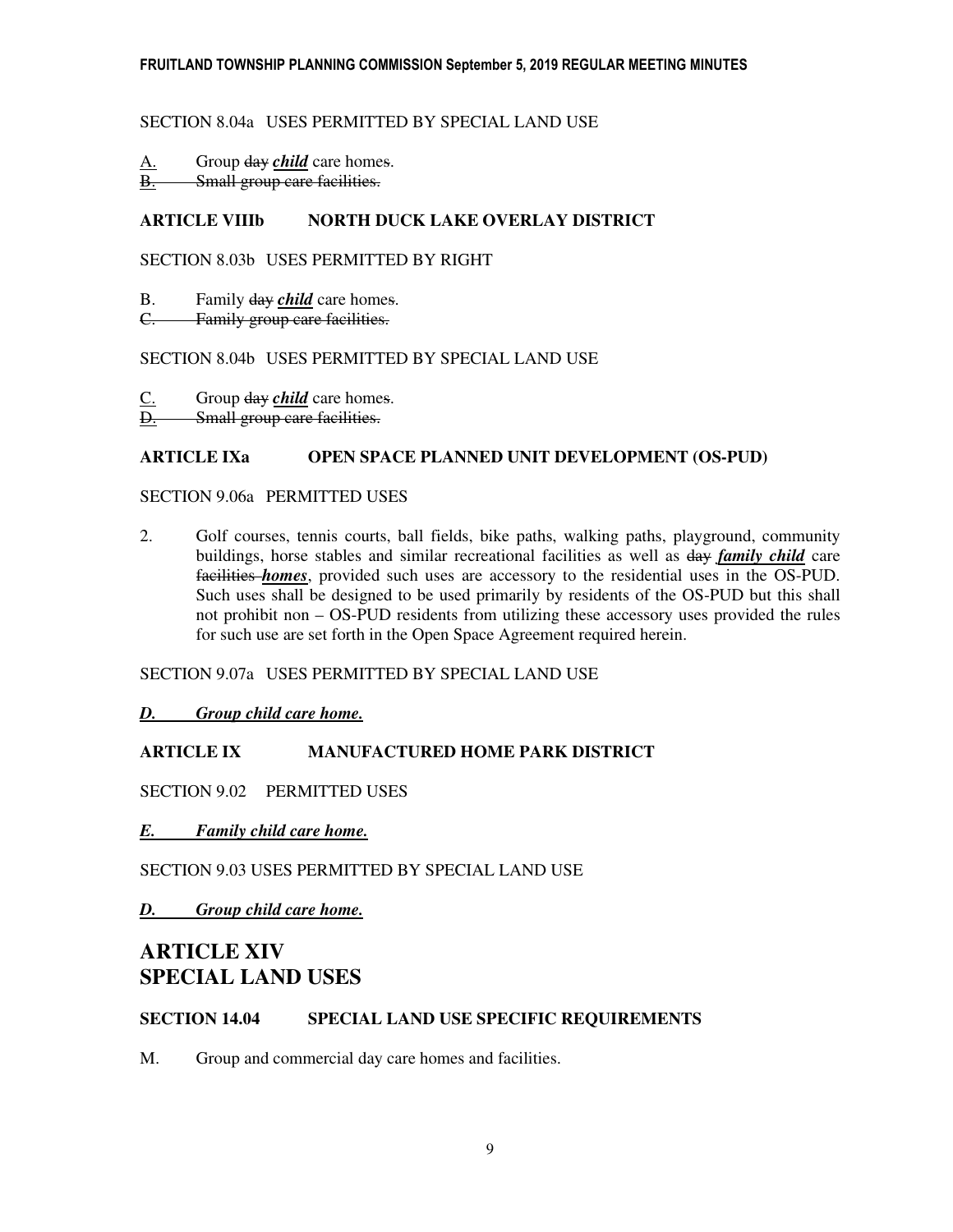SECTION 8.04a USES PERMITTED BY SPECIAL LAND USE

A. Group ~~day~~ ***child*** care homes~~s~~.
~~B. Small group care facilities.~~

**ARTICLE VIIIb NORTH DUCK LAKE OVERLAY DISTRICT**

SECTION 8.03b USES PERMITTED BY RIGHT

B. Family ~~day~~ ***child*** care homes~~s~~.
~~C. Family group care facilities.~~

SECTION 8.04b USES PERMITTED BY SPECIAL LAND USE

C. Group ~~day~~ ***child*** care homes~~s~~.
~~D. Small group care facilities.~~

**ARTICLE IXa OPEN SPACE PLANNED UNIT DEVELOPMENT (OS-PUD)**

SECTION 9.06a PERMITTED USES

2. Golf courses, tennis courts, ball fields, bike paths, walking paths, playground, community buildings, horse stables and similar recreational facilities as well as ~~day~~ ***family child*** care ~~facilities~~ ***homes***, provided such uses are accessory to the residential uses in the OS-PUD. Such uses shall be designed to be used primarily by residents of the OS-PUD but this shall not prohibit non – OS-PUD residents from utilizing these accessory uses provided the rules for such use are set forth in the Open Space Agreement required herein.

SECTION 9.07a USES PERMITTED BY SPECIAL LAND USE

***D. Group child care home.***

**ARTICLE IX MANUFACTURED HOME PARK DISTRICT**

SECTION 9.02 PERMITTED USES

***E. Family child care home.***

SECTION 9.03 USES PERMITTED BY SPECIAL LAND USE

***D. Group child care home.***

## ARTICLE XIV
## SPECIAL LAND USES

**SECTION 14.04 SPECIAL LAND USE SPECIFIC REQUIREMENTS**

M. Group and commercial day care homes and facilities.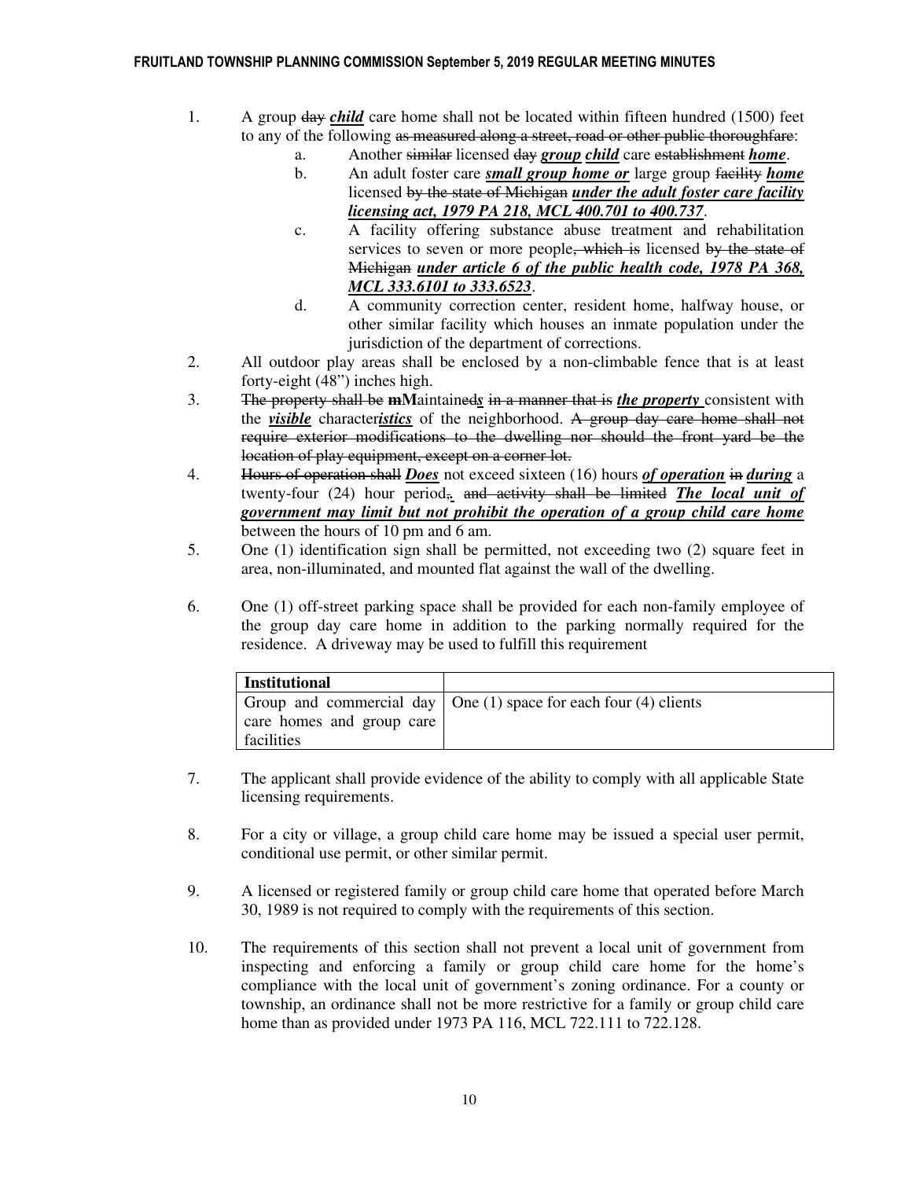1. A group ~~day~~ ***child*** care home shall not be located within fifteen hundred (1500) feet to any of the following ~~as measured along a street, road or other public thoroughfare~~:
   a. Another ~~similar~~ licensed ~~day~~ ***group child*** care ~~establishment~~ ***home***.
   b. An adult foster care ***small group home or*** large group ~~facility~~ ***home*** licensed ~~by the state of Michigan~~ ***under the adult foster care facility licensing act, 1979 PA 218, MCL 400.701 to 400.737***.
   c. A facility offering substance abuse treatment and rehabilitation services to seven or more people~~, which is~~ licensed ~~by the state of Michigan~~ ***under article 6 of the public health code, 1978 PA 368, MCL 333.6101 to 333.6523***.
   d. A community correction center, resident home, halfway house, or other similar facility which houses an inmate population under the jurisdiction of the department of corrections.
2. All outdoor play areas shall be enclosed by a non-climbable fence that is at least forty-eight (48") inches high.
3. ~~The property shall be~~ ~~m~~**M**aintained***s*** ~~in a manner that is~~ ***the property*** consistent with the ***visible*** character***istics*** of the neighborhood. ~~A group day care home shall not require exterior modifications to the dwelling nor should the front yard be the location of play equipment, except on a corner lot.~~
4. ~~Hours of operation shall~~ ***Does*** not exceed sixteen (16) hours ***of operation*** ~~in~~ ***during*** a twenty-four (24) hour period~~,~~. ~~and activity shall be limited~~ ***The local unit of government may limit but not prohibit the operation of a group child care home*** between the hours of 10 pm and 6 am.
5. One (1) identification sign shall be permitted, not exceeding two (2) square feet in area, non-illuminated, and mounted flat against the wall of the dwelling.
6. One (1) off-street parking space shall be provided for each non-family employee of the group day care home in addition to the parking normally required for the residence. A driveway may be used to fulfill this requirement

| **Institutional** | |
|---|---|
| Group and commercial day care homes and group care facilities | One (1) space for each four (4) clients |

7. The applicant shall provide evidence of the ability to comply with all applicable State licensing requirements.
8. For a city or village, a group child care home may be issued a special user permit, conditional use permit, or other similar permit.
9. A licensed or registered family or group child care home that operated before March 30, 1989 is not required to comply with the requirements of this section.
10. The requirements of this section shall not prevent a local unit of government from inspecting and enforcing a family or group child care home for the home's compliance with the local unit of government's zoning ordinance. For a county or township, an ordinance shall not be more restrictive for a family or group child care home than as provided under 1973 PA 116, MCL 722.111 to 722.128.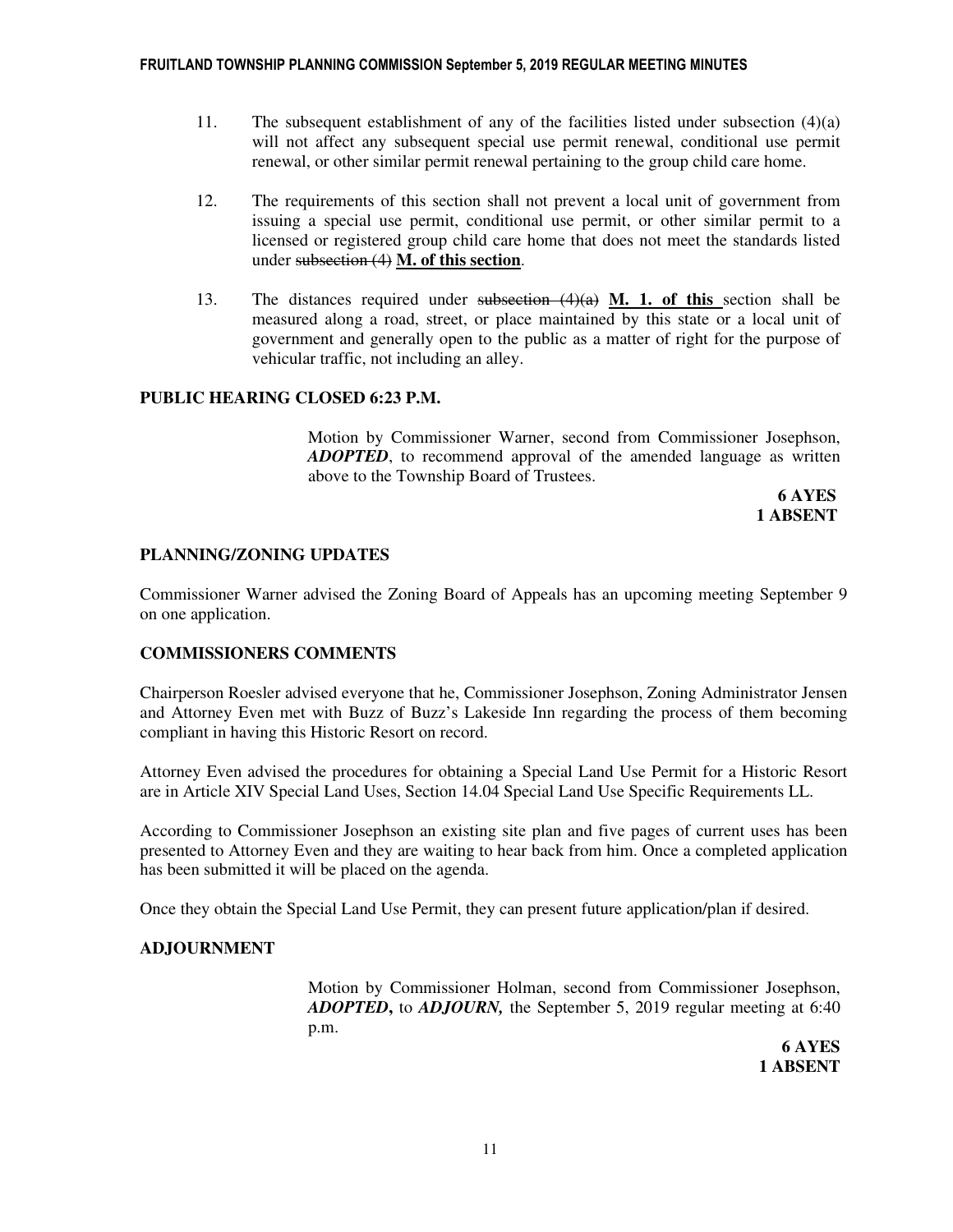11. The subsequent establishment of any of the facilities listed under subsection (4)(a) will not affect any subsequent special use permit renewal, conditional use permit renewal, or other similar permit renewal pertaining to the group child care home.

12. The requirements of this section shall not prevent a local unit of government from issuing a special use permit, conditional use permit, or other similar permit to a licensed or registered group child care home that does not meet the standards listed under ~~subsection (4)~~ **<u>M. of this section</u>**.

13. The distances required under ~~subsection (4)(a)~~ **<u>M. 1. of this</u>** section shall be measured along a road, street, or place maintained by this state or a local unit of government and generally open to the public as a matter of right for the purpose of vehicular traffic, not including an alley.

**PUBLIC HEARING CLOSED 6:23 P.M.**

Motion by Commissioner Warner, second from Commissioner Josephson, ***ADOPTED***, to recommend approval of the amended language as written above to the Township Board of Trustees.

**6 AYES**
**1 ABSENT**

**PLANNING/ZONING UPDATES**

Commissioner Warner advised the Zoning Board of Appeals has an upcoming meeting September 9 on one application.

**COMMISSIONERS COMMENTS**

Chairperson Roesler advised everyone that he, Commissioner Josephson, Zoning Administrator Jensen and Attorney Even met with Buzz of Buzz's Lakeside Inn regarding the process of them becoming compliant in having this Historic Resort on record.

Attorney Even advised the procedures for obtaining a Special Land Use Permit for a Historic Resort are in Article XIV Special Land Uses, Section 14.04 Special Land Use Specific Requirements LL.

According to Commissioner Josephson an existing site plan and five pages of current uses has been presented to Attorney Even and they are waiting to hear back from him. Once a completed application has been submitted it will be placed on the agenda.

Once they obtain the Special Land Use Permit, they can present future application/plan if desired.

**ADJOURNMENT**

Motion by Commissioner Holman, second from Commissioner Josephson, ***ADOPTED***, to ***ADJOURN***, the September 5, 2019 regular meeting at 6:40 p.m.

**6 AYES**
**1 ABSENT**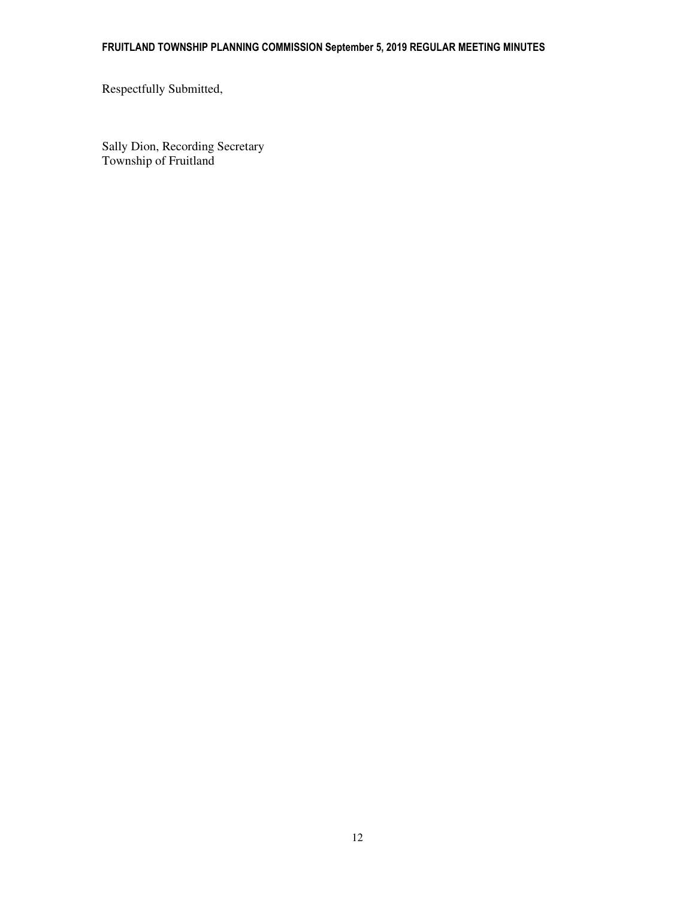Respectfully Submitted,

Sally Dion, Recording Secretary
Township of Fruitland